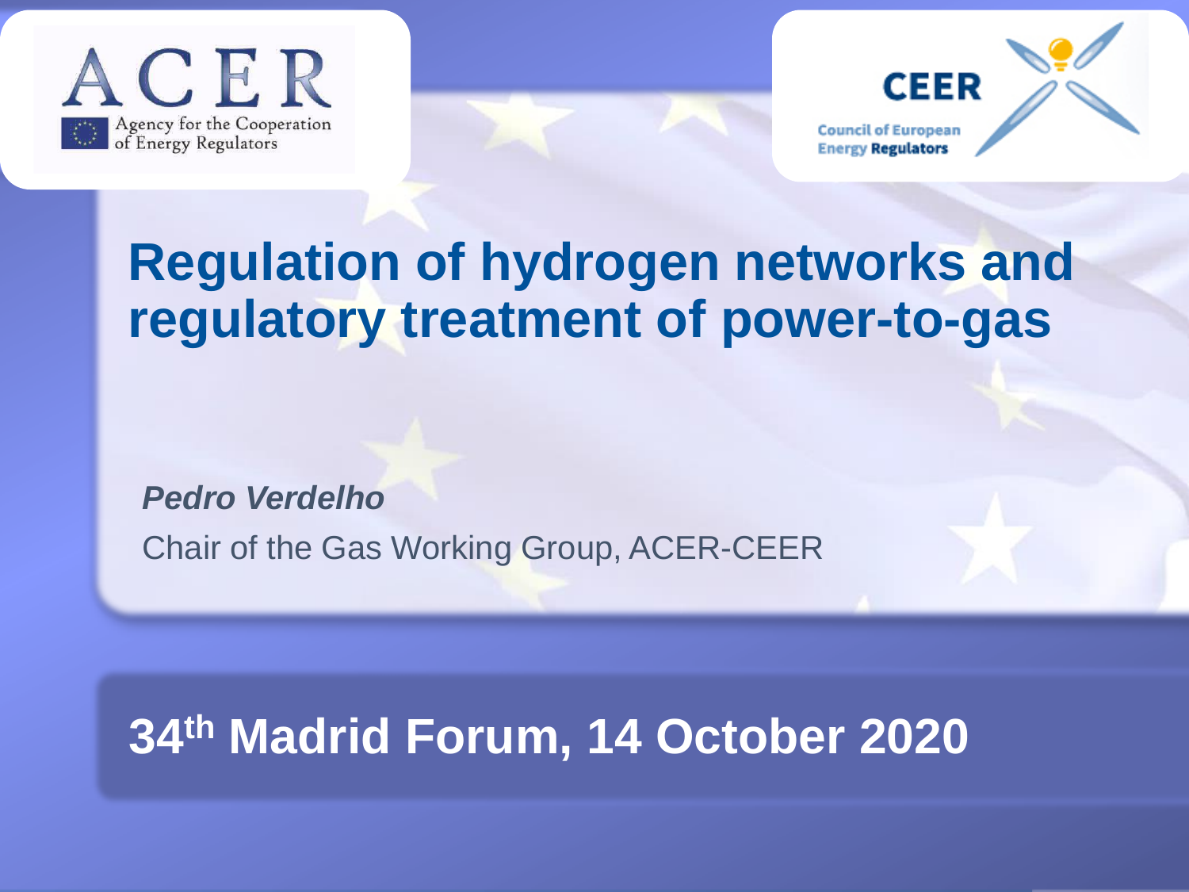ACER

Agency for the Cooperation of Energy Regulators

CEER

Council of European Energy Regulators

# Regulation of hydrogen networks and regulatory treatment of power-to-gas

***Pedro Verdelho***

Chair of the Gas Working Group, ACER-CEER

## 34th Madrid Forum, 14 October 2020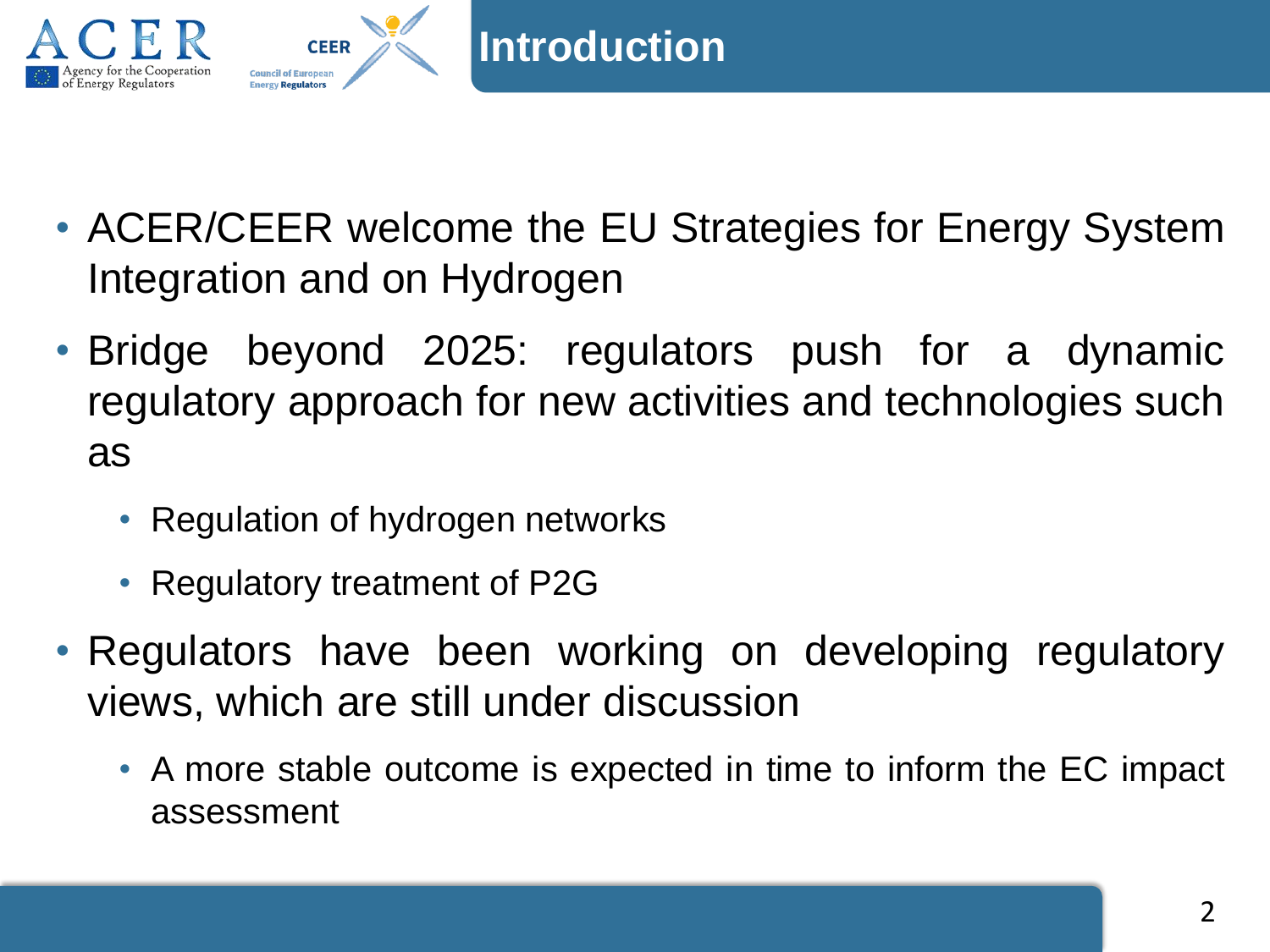# Introduction

- ACER/CEER welcome the EU Strategies for Energy System Integration and on Hydrogen
- Bridge beyond 2025: regulators push for a dynamic regulatory approach for new activities and technologies such as
  - Regulation of hydrogen networks
  - Regulatory treatment of P2G
- Regulators have been working on developing regulatory views, which are still under discussion
  - A more stable outcome is expected in time to inform the EC impact assessment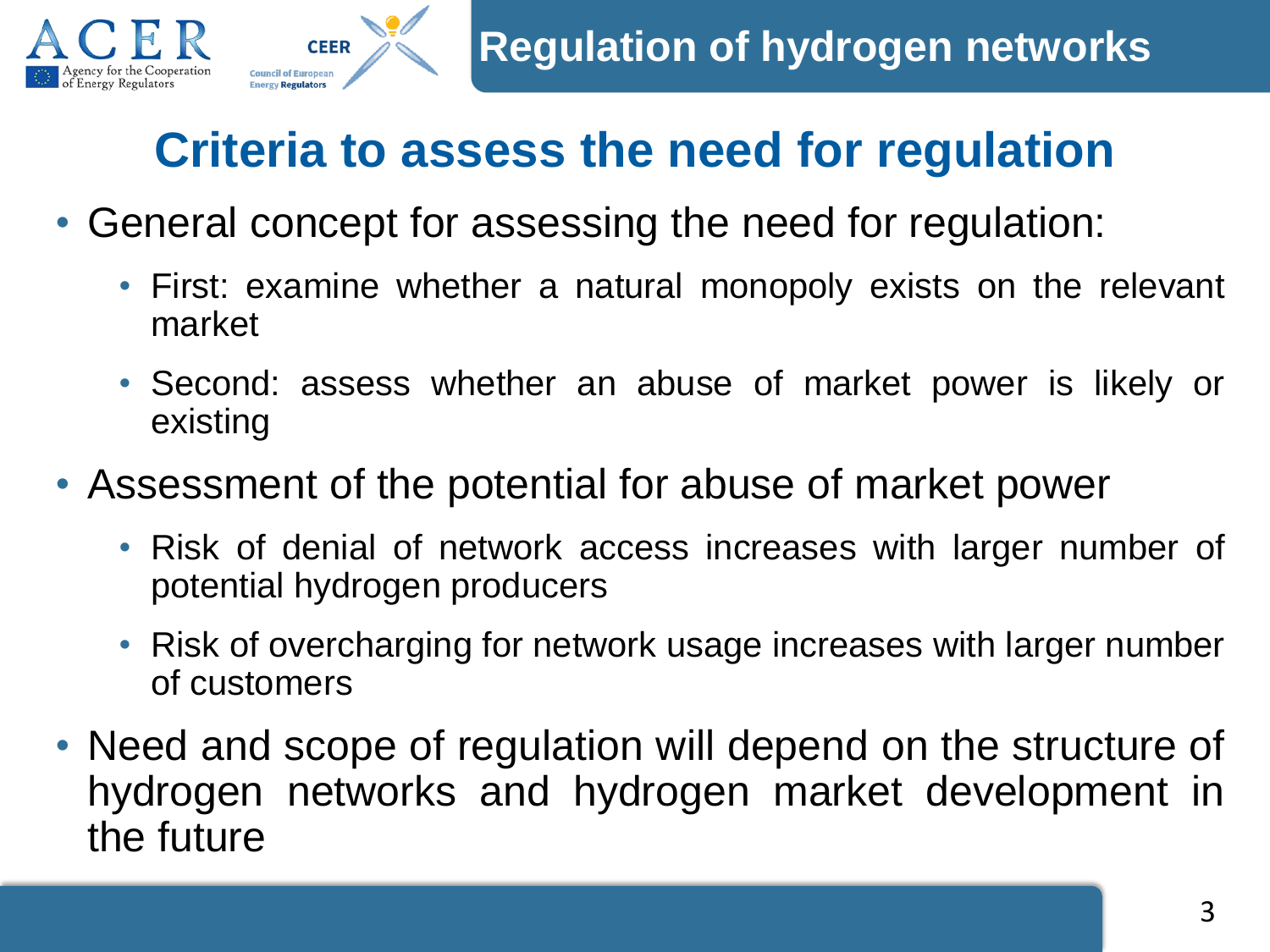# Regulation of hydrogen networks

## Criteria to assess the need for regulation

- General concept for assessing the need for regulation:
  - First: examine whether a natural monopoly exists on the relevant market
  - Second: assess whether an abuse of market power is likely or existing
- Assessment of the potential for abuse of market power
  - Risk of denial of network access increases with larger number of potential hydrogen producers
  - Risk of overcharging for network usage increases with larger number of customers
- Need and scope of regulation will depend on the structure of hydrogen networks and hydrogen market development in the future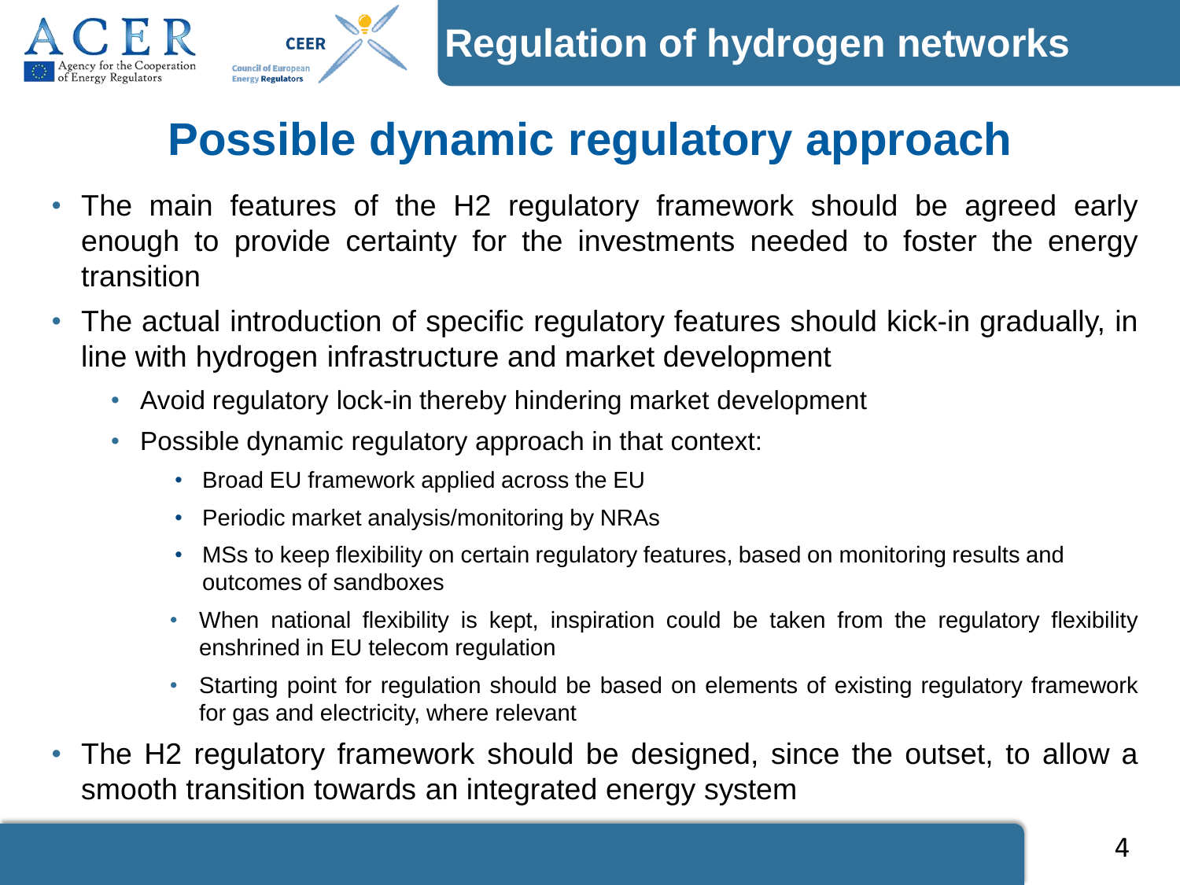# Regulation of hydrogen networks

## Possible dynamic regulatory approach

- The main features of the H2 regulatory framework should be agreed early enough to provide certainty for the investments needed to foster the energy transition
- The actual introduction of specific regulatory features should kick-in gradually, in line with hydrogen infrastructure and market development
  - Avoid regulatory lock-in thereby hindering market development
  - Possible dynamic regulatory approach in that context:
    - Broad EU framework applied across the EU
    - Periodic market analysis/monitoring by NRAs
    - MSs to keep flexibility on certain regulatory features, based on monitoring results and outcomes of sandboxes
    - When national flexibility is kept, inspiration could be taken from the regulatory flexibility enshrined in EU telecom regulation
    - Starting point for regulation should be based on elements of existing regulatory framework for gas and electricity, where relevant
- The H2 regulatory framework should be designed, since the outset, to allow a smooth transition towards an integrated energy system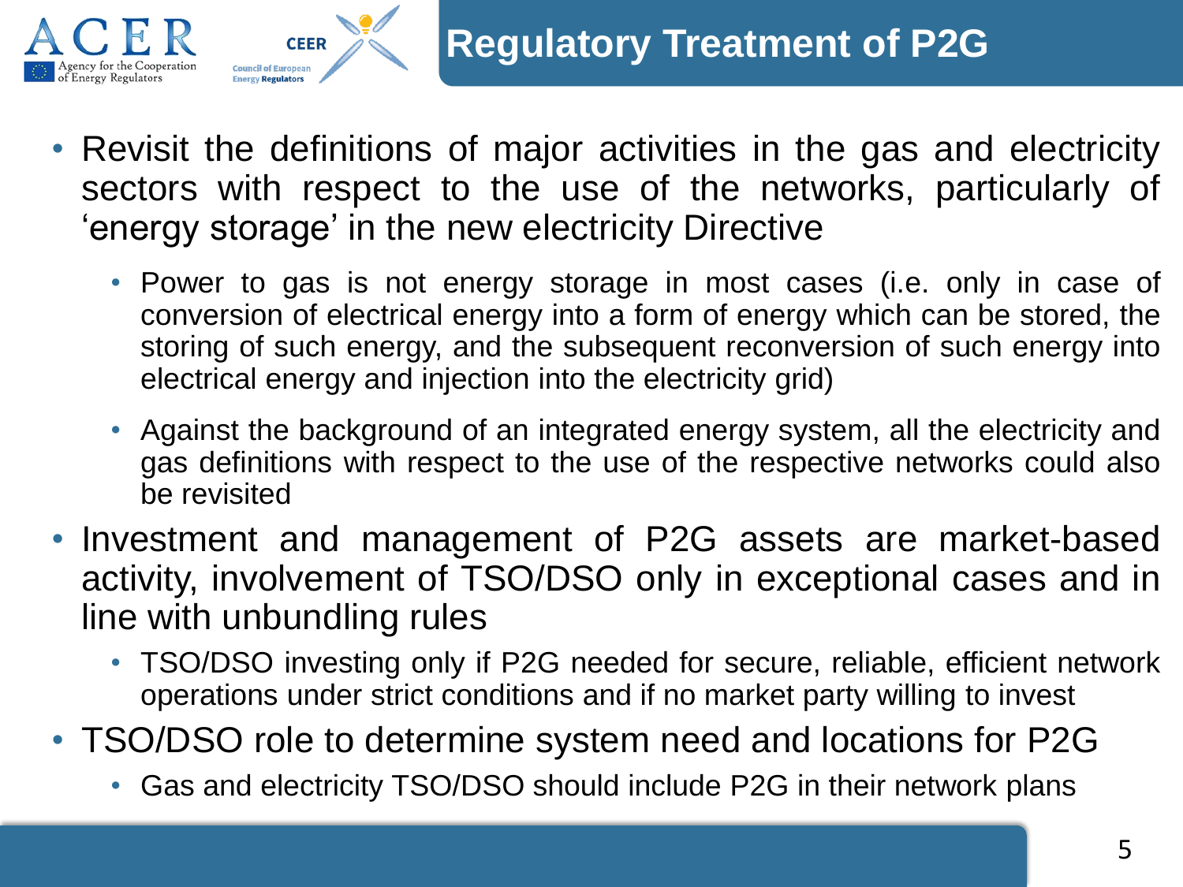# Regulatory Treatment of P2G

- Revisit the definitions of major activities in the gas and electricity sectors with respect to the use of the networks, particularly of 'energy storage' in the new electricity Directive
  - Power to gas is not energy storage in most cases (i.e. only in case of conversion of electrical energy into a form of energy which can be stored, the storing of such energy, and the subsequent reconversion of such energy into electrical energy and injection into the electricity grid)
  - Against the background of an integrated energy system, all the electricity and gas definitions with respect to the use of the respective networks could also be revisited
- Investment and management of P2G assets are market-based activity, involvement of TSO/DSO only in exceptional cases and in line with unbundling rules
  - TSO/DSO investing only if P2G needed for secure, reliable, efficient network operations under strict conditions and if no market party willing to invest
- TSO/DSO role to determine system need and locations for P2G
  - Gas and electricity TSO/DSO should include P2G in their network plans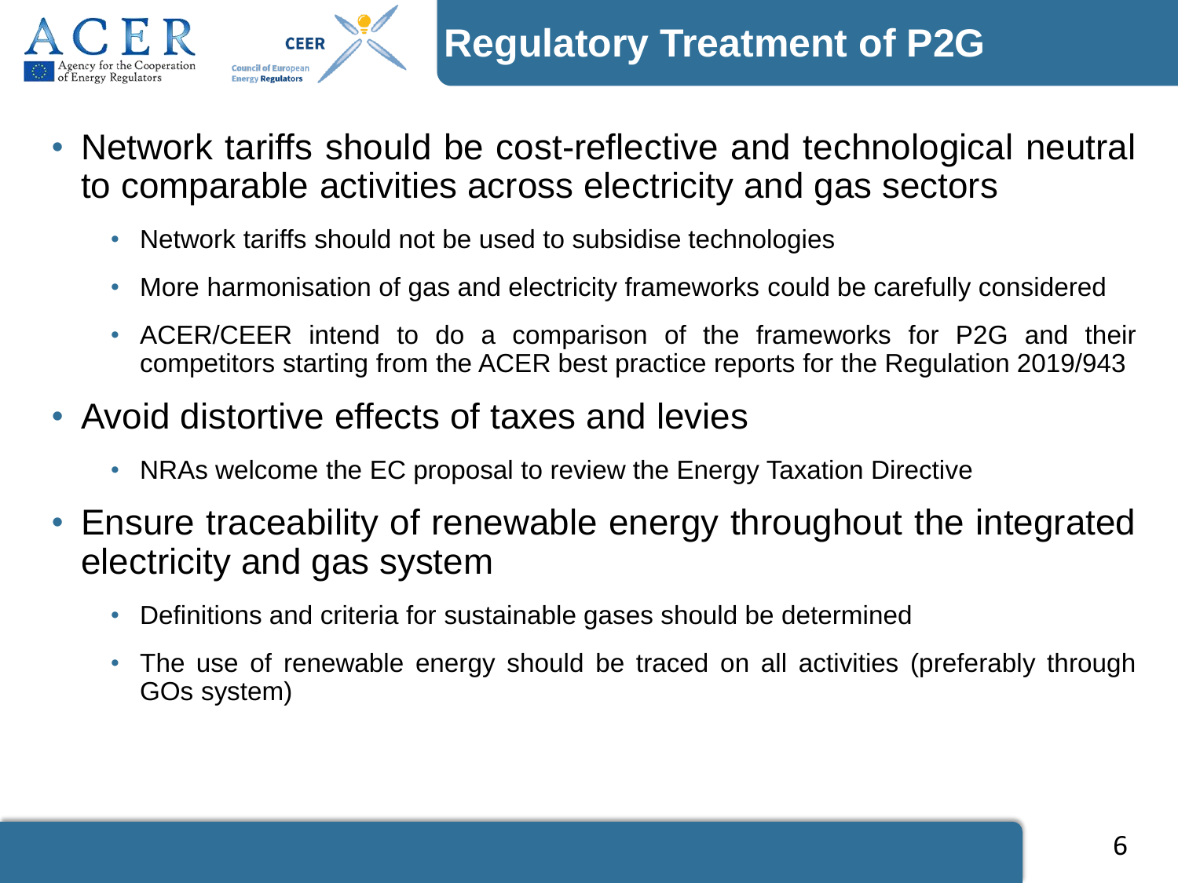# Regulatory Treatment of P2G

- Network tariffs should be cost-reflective and technological neutral to comparable activities across electricity and gas sectors
  - Network tariffs should not be used to subsidise technologies
  - More harmonisation of gas and electricity frameworks could be carefully considered
  - ACER/CEER intend to do a comparison of the frameworks for P2G and their competitors starting from the ACER best practice reports for the Regulation 2019/943
- Avoid distortive effects of taxes and levies
  - NRAs welcome the EC proposal to review the Energy Taxation Directive
- Ensure traceability of renewable energy throughout the integrated electricity and gas system
  - Definitions and criteria for sustainable gases should be determined
  - The use of renewable energy should be traced on all activities (preferably through GOs system)